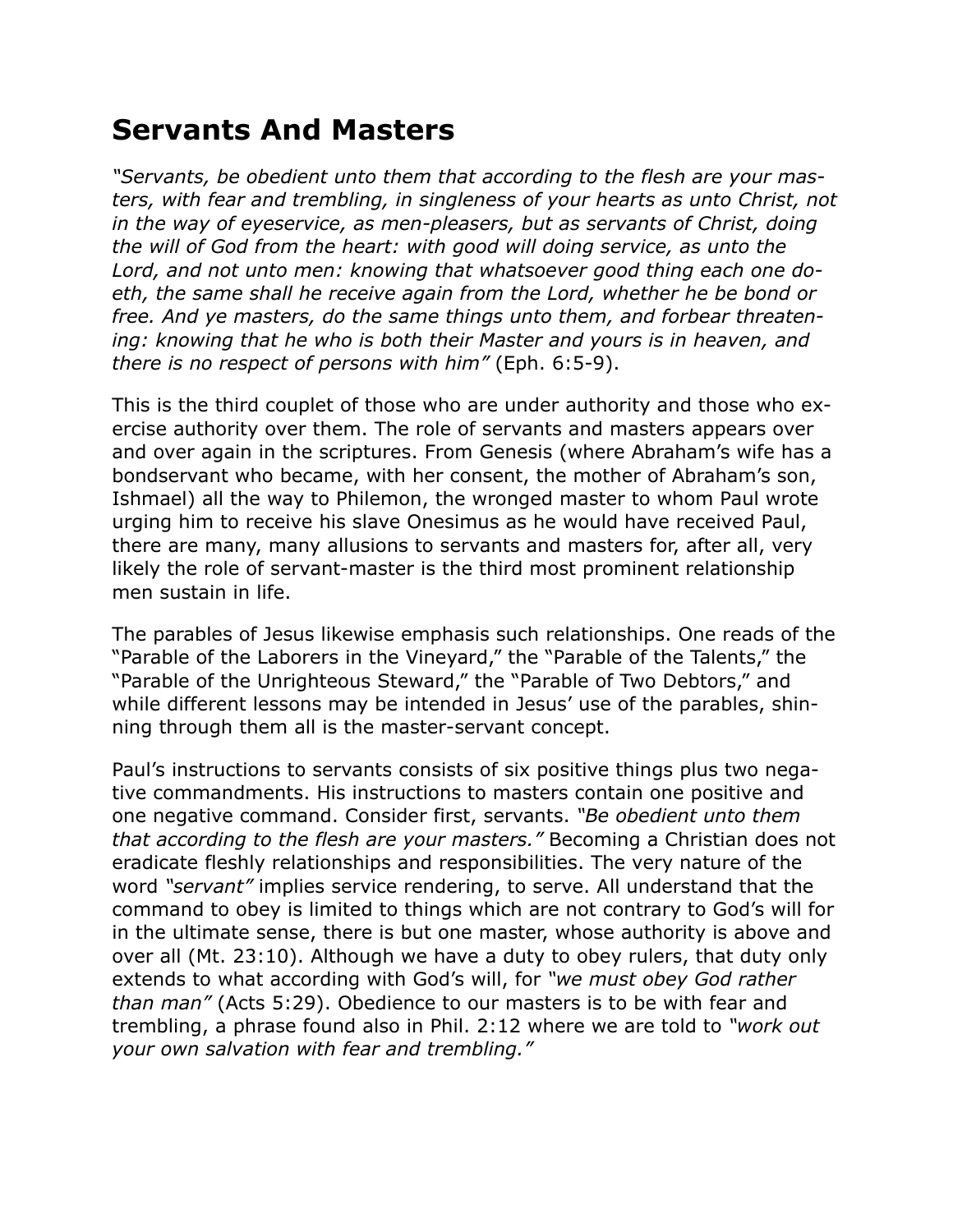# Servants And Masters

*"Servants, be obedient unto them that according to the flesh are your masters, with fear and trembling, in singleness of your hearts as unto Christ, not in the way of eyeservice, as men-pleasers, but as servants of Christ, doing the will of God from the heart: with good will doing service, as unto the Lord, and not unto men: knowing that whatsoever good thing each one doeth, the same shall he receive again from the Lord, whether he be bond or free. And ye masters, do the same things unto them, and forbear threatening: knowing that he who is both their Master and yours is in heaven, and there is no respect of persons with him"* (Eph. 6:5-9).

This is the third couplet of those who are under authority and those who exercise authority over them. The role of servants and masters appears over and over again in the scriptures. From Genesis (where Abraham's wife has a bondservant who became, with her consent, the mother of Abraham's son, Ishmael) all the way to Philemon, the wronged master to whom Paul wrote urging him to receive his slave Onesimus as he would have received Paul, there are many, many allusions to servants and masters for, after all, very likely the role of servant-master is the third most prominent relationship men sustain in life.

The parables of Jesus likewise emphasis such relationships. One reads of the "Parable of the Laborers in the Vineyard," the "Parable of the Talents," the "Parable of the Unrighteous Steward," the "Parable of Two Debtors," and while different lessons may be intended in Jesus' use of the parables, shinning through them all is the master-servant concept.

Paul's instructions to servants consists of six positive things plus two negative commandments. His instructions to masters contain one positive and one negative command. Consider first, servants. *"Be obedient unto them that according to the flesh are your masters."* Becoming a Christian does not eradicate fleshly relationships and responsibilities. The very nature of the word *"servant"* implies service rendering, to serve. All understand that the command to obey is limited to things which are not contrary to God's will for in the ultimate sense, there is but one master, whose authority is above and over all (Mt. 23:10). Although we have a duty to obey rulers, that duty only extends to what according with God's will, for *"we must obey God rather than man"* (Acts 5:29). Obedience to our masters is to be with fear and trembling, a phrase found also in Phil. 2:12 where we are told to *"work out your own salvation with fear and trembling."*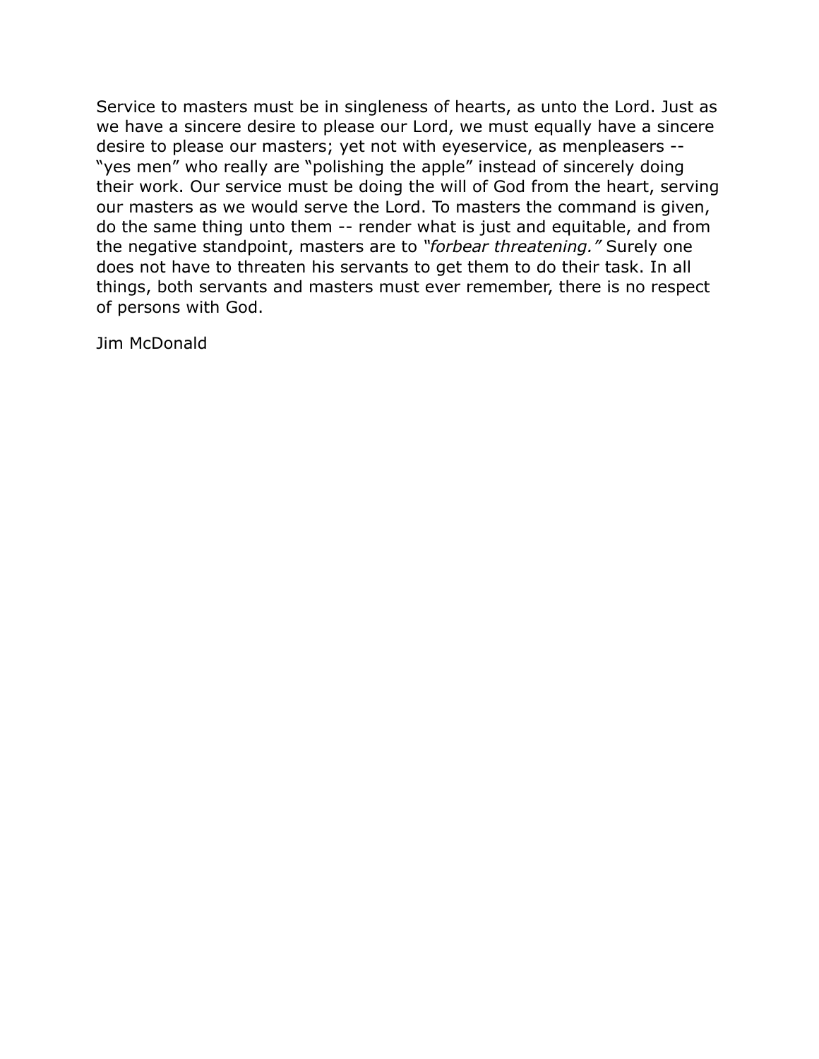Service to masters must be in singleness of hearts, as unto the Lord. Just as we have a sincere desire to please our Lord, we must equally have a sincere desire to please our masters; yet not with eyeservice, as menpleasers -- “yes men” who really are “polishing the apple” instead of sincerely doing their work. Our service must be doing the will of God from the heart, serving our masters as we would serve the Lord. To masters the command is given, do the same thing unto them -- render what is just and equitable, and from the negative standpoint, masters are to *“forbear threatening.”* Surely one does not have to threaten his servants to get them to do their task. In all things, both servants and masters must ever remember, there is no respect of persons with God.

Jim McDonald